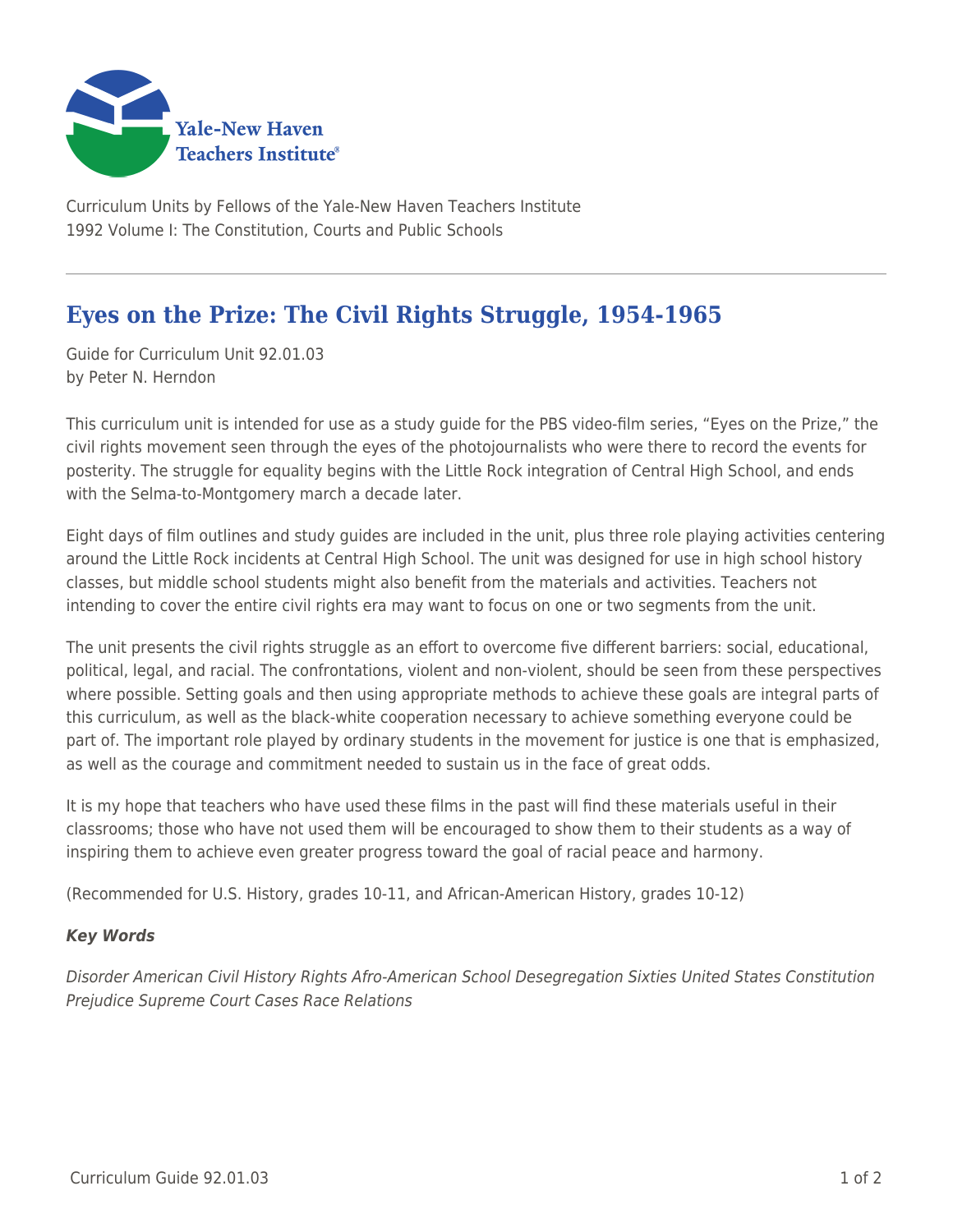Yale-New Haven Teachers Institute

Curriculum Units by Fellows of the Yale-New Haven Teachers Institute
1992 Volume I: The Constitution, Courts and Public Schools

---

# Eyes on the Prize: The Civil Rights Struggle, 1954-1965

Guide for Curriculum Unit 92.01.03
by Peter N. Herndon

This curriculum unit is intended for use as a study guide for the PBS video-film series, "Eyes on the Prize," the civil rights movement seen through the eyes of the photojournalists who were there to record the events for posterity. The struggle for equality begins with the Little Rock integration of Central High School, and ends with the Selma-to-Montgomery march a decade later.

Eight days of film outlines and study guides are included in the unit, plus three role playing activities centering around the Little Rock incidents at Central High School. The unit was designed for use in high school history classes, but middle school students might also benefit from the materials and activities. Teachers not intending to cover the entire civil rights era may want to focus on one or two segments from the unit.

The unit presents the civil rights struggle as an effort to overcome five different barriers: social, educational, political, legal, and racial. The confrontations, violent and non-violent, should be seen from these perspectives where possible. Setting goals and then using appropriate methods to achieve these goals are integral parts of this curriculum, as well as the black-white cooperation necessary to achieve something everyone could be part of. The important role played by ordinary students in the movement for justice is one that is emphasized, as well as the courage and commitment needed to sustain us in the face of great odds.

It is my hope that teachers who have used these films in the past will find these materials useful in their classrooms; those who have not used them will be encouraged to show them to their students as a way of inspiring them to achieve even greater progress toward the goal of racial peace and harmony.

(Recommended for U.S. History, grades 10-11, and African-American History, grades 10-12)

***Key Words***

*Disorder American Civil History Rights Afro-American School Desegregation Sixties United States Constitution Prejudice Supreme Court Cases Race Relations*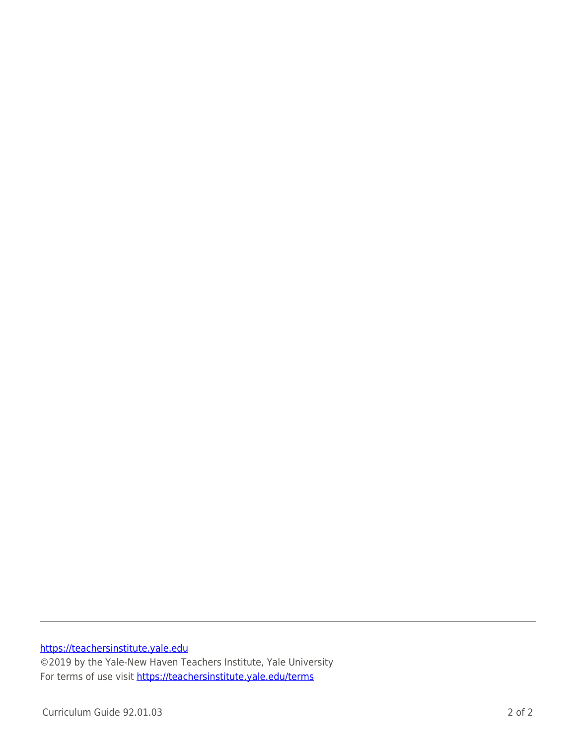https://teachersinstitute.yale.edu

©2019 by the Yale-New Haven Teachers Institute, Yale University

For terms of use visit https://teachersinstitute.yale.edu/terms